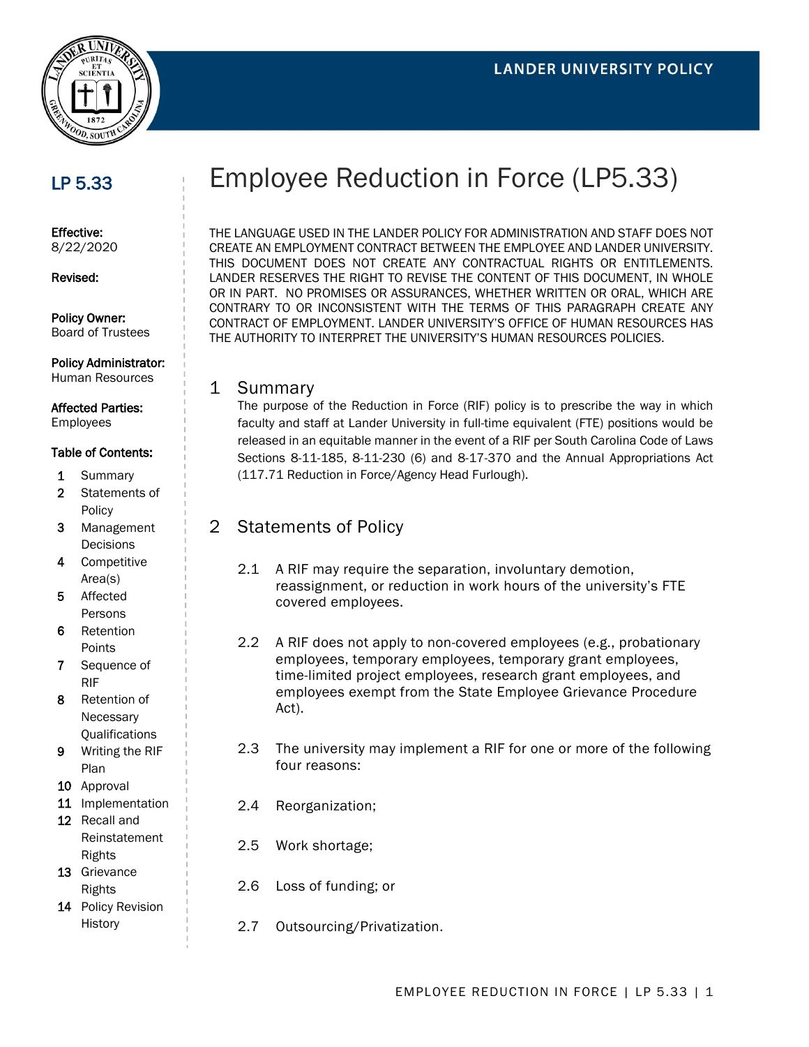LANDER UNIVERSITY POLICY

# LP 5.33

**Effective:**
8/22/2020

**Revised:**

**Policy Owner:**
Board of Trustees

**Policy Administrator:**
Human Resources

**Affected Parties:**
Employees

**Table of Contents:**

1. Summary
2. Statements of Policy
3. Management Decisions
4. Competitive Area(s)
5. Affected Persons
6. Retention Points
7. Sequence of RIF
8. Retention of Necessary Qualifications
9. Writing the RIF Plan
10. Approval
11. Implementation
12. Recall and Reinstatement Rights
13. Grievance Rights
14. Policy Revision History

# Employee Reduction in Force (LP5.33)

THE LANGUAGE USED IN THE LANDER POLICY FOR ADMINISTRATION AND STAFF DOES NOT CREATE AN EMPLOYMENT CONTRACT BETWEEN THE EMPLOYEE AND LANDER UNIVERSITY. THIS DOCUMENT DOES NOT CREATE ANY CONTRACTUAL RIGHTS OR ENTITLEMENTS. LANDER RESERVES THE RIGHT TO REVISE THE CONTENT OF THIS DOCUMENT, IN WHOLE OR IN PART. NO PROMISES OR ASSURANCES, WHETHER WRITTEN OR ORAL, WHICH ARE CONTRARY TO OR INCONSISTENT WITH THE TERMS OF THIS PARAGRAPH CREATE ANY CONTRACT OF EMPLOYMENT. LANDER UNIVERSITY'S OFFICE OF HUMAN RESOURCES HAS THE AUTHORITY TO INTERPRET THE UNIVERSITY'S HUMAN RESOURCES POLICIES.

## 1 Summary

The purpose of the Reduction in Force (RIF) policy is to prescribe the way in which faculty and staff at Lander University in full-time equivalent (FTE) positions would be released in an equitable manner in the event of a RIF per South Carolina Code of Laws Sections 8-11-185, 8-11-230 (6) and 8-17-370 and the Annual Appropriations Act (117.71 Reduction in Force/Agency Head Furlough).

## 2 Statements of Policy

2.1 A RIF may require the separation, involuntary demotion, reassignment, or reduction in work hours of the university's FTE covered employees.

2.2 A RIF does not apply to non-covered employees (e.g., probationary employees, temporary employees, temporary grant employees, time-limited project employees, research grant employees, and employees exempt from the State Employee Grievance Procedure Act).

2.3 The university may implement a RIF for one or more of the following four reasons:

2.4 Reorganization;

2.5 Work shortage;

2.6 Loss of funding; or

2.7 Outsourcing/Privatization.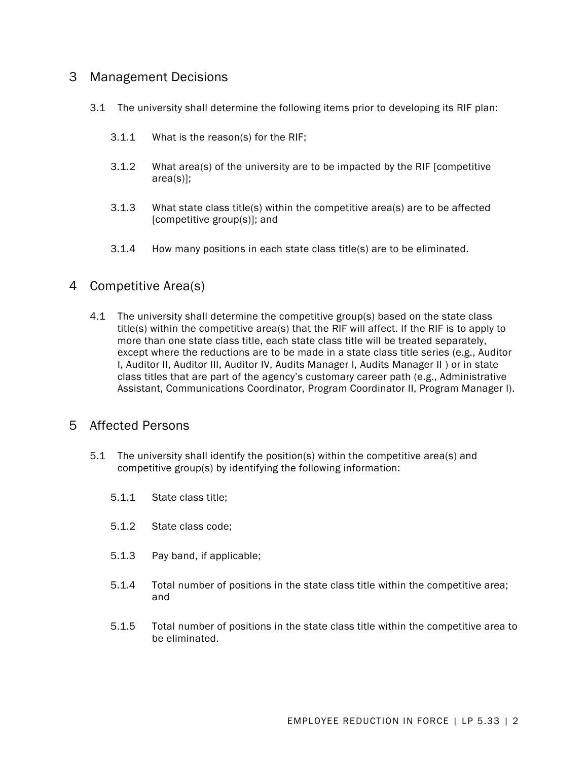## 3 Management Decisions

3.1 The university shall determine the following items prior to developing its RIF plan:

3.1.1 What is the reason(s) for the RIF;

3.1.2 What area(s) of the university are to be impacted by the RIF [competitive area(s)];

3.1.3 What state class title(s) within the competitive area(s) are to be affected [competitive group(s)]; and

3.1.4 How many positions in each state class title(s) are to be eliminated.

## 4 Competitive Area(s)

4.1 The university shall determine the competitive group(s) based on the state class title(s) within the competitive area(s) that the RIF will affect. If the RIF is to apply to more than one state class title, each state class title will be treated separately, except where the reductions are to be made in a state class title series (e.g., Auditor I, Auditor II, Auditor III, Auditor IV, Audits Manager I, Audits Manager II ) or in state class titles that are part of the agency's customary career path (e.g., Administrative Assistant, Communications Coordinator, Program Coordinator II, Program Manager I).

## 5 Affected Persons

5.1 The university shall identify the position(s) within the competitive area(s) and competitive group(s) by identifying the following information:

5.1.1 State class title;

5.1.2 State class code;

5.1.3 Pay band, if applicable;

5.1.4 Total number of positions in the state class title within the competitive area; and

5.1.5 Total number of positions in the state class title within the competitive area to be eliminated.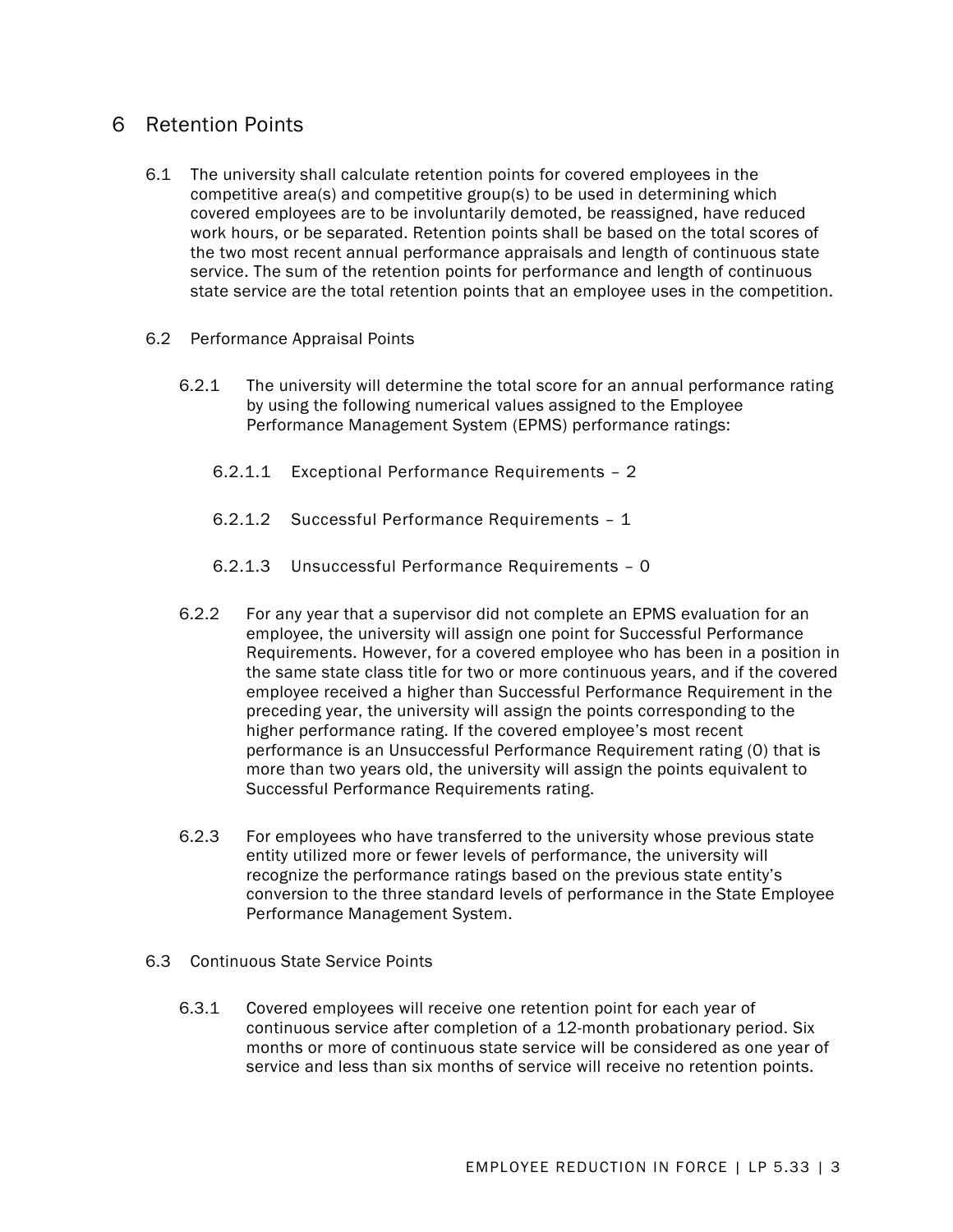## 6 Retention Points

6.1 The university shall calculate retention points for covered employees in the competitive area(s) and competitive group(s) to be used in determining which covered employees are to be involuntarily demoted, be reassigned, have reduced work hours, or be separated. Retention points shall be based on the total scores of the two most recent annual performance appraisals and length of continuous state service. The sum of the retention points for performance and length of continuous state service are the total retention points that an employee uses in the competition.

6.2 Performance Appraisal Points

6.2.1 The university will determine the total score for an annual performance rating by using the following numerical values assigned to the Employee Performance Management System (EPMS) performance ratings:

6.2.1.1 Exceptional Performance Requirements – 2

6.2.1.2 Successful Performance Requirements – 1

6.2.1.3 Unsuccessful Performance Requirements – 0

6.2.2 For any year that a supervisor did not complete an EPMS evaluation for an employee, the university will assign one point for Successful Performance Requirements. However, for a covered employee who has been in a position in the same state class title for two or more continuous years, and if the covered employee received a higher than Successful Performance Requirement in the preceding year, the university will assign the points corresponding to the higher performance rating. If the covered employee's most recent performance is an Unsuccessful Performance Requirement rating (0) that is more than two years old, the university will assign the points equivalent to Successful Performance Requirements rating.

6.2.3 For employees who have transferred to the university whose previous state entity utilized more or fewer levels of performance, the university will recognize the performance ratings based on the previous state entity's conversion to the three standard levels of performance in the State Employee Performance Management System.

6.3 Continuous State Service Points

6.3.1 Covered employees will receive one retention point for each year of continuous service after completion of a 12-month probationary period. Six months or more of continuous state service will be considered as one year of service and less than six months of service will receive no retention points.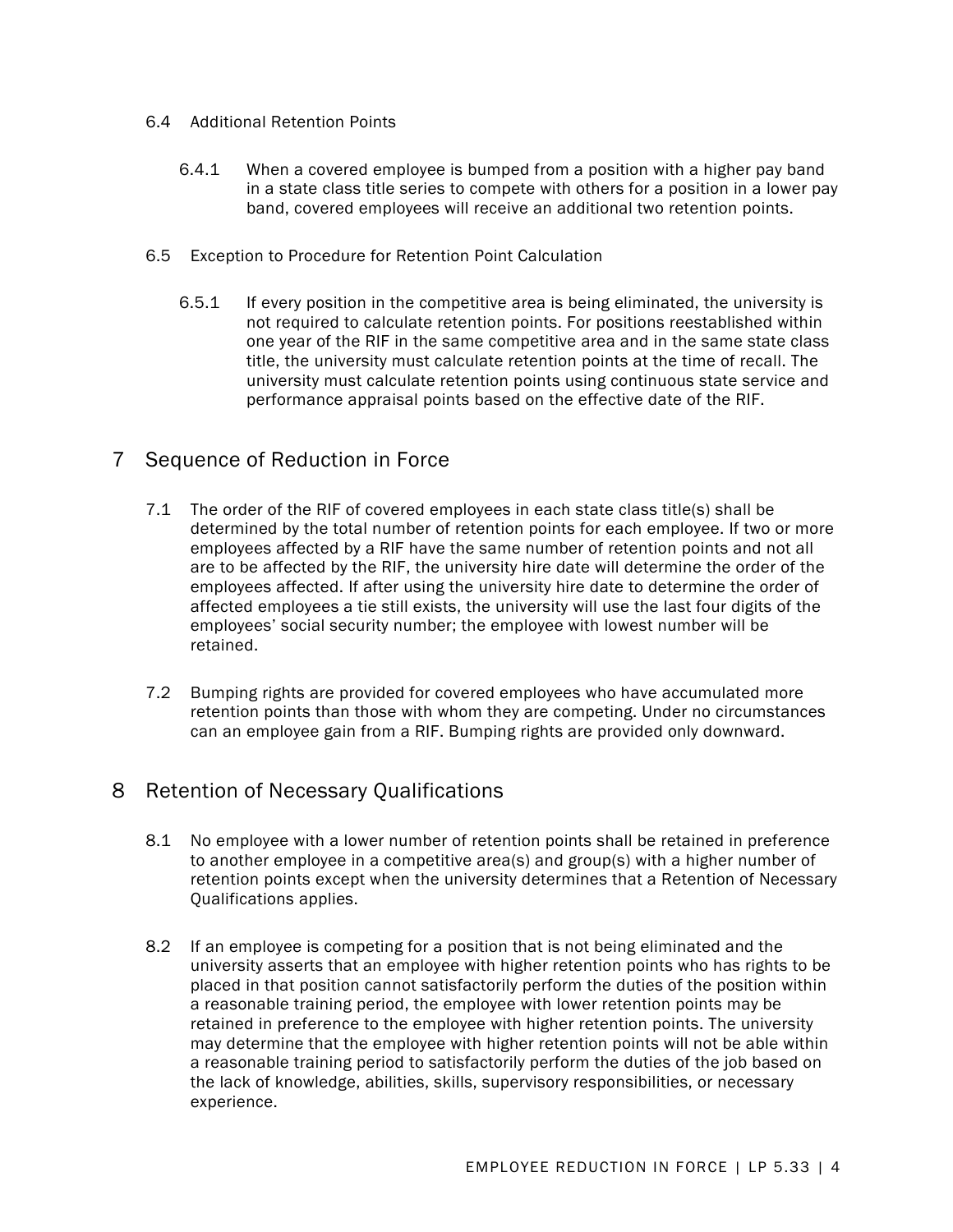### 6.4 Additional Retention Points

6.4.1 When a covered employee is bumped from a position with a higher pay band in a state class title series to compete with others for a position in a lower pay band, covered employees will receive an additional two retention points.

### 6.5 Exception to Procedure for Retention Point Calculation

6.5.1 If every position in the competitive area is being eliminated, the university is not required to calculate retention points. For positions reestablished within one year of the RIF in the same competitive area and in the same state class title, the university must calculate retention points at the time of recall. The university must calculate retention points using continuous state service and performance appraisal points based on the effective date of the RIF.

## 7 Sequence of Reduction in Force

7.1 The order of the RIF of covered employees in each state class title(s) shall be determined by the total number of retention points for each employee. If two or more employees affected by a RIF have the same number of retention points and not all are to be affected by the RIF, the university hire date will determine the order of the employees affected. If after using the university hire date to determine the order of affected employees a tie still exists, the university will use the last four digits of the employees' social security number; the employee with lowest number will be retained.

7.2 Bumping rights are provided for covered employees who have accumulated more retention points than those with whom they are competing. Under no circumstances can an employee gain from a RIF. Bumping rights are provided only downward.

## 8 Retention of Necessary Qualifications

8.1 No employee with a lower number of retention points shall be retained in preference to another employee in a competitive area(s) and group(s) with a higher number of retention points except when the university determines that a Retention of Necessary Qualifications applies.

8.2 If an employee is competing for a position that is not being eliminated and the university asserts that an employee with higher retention points who has rights to be placed in that position cannot satisfactorily perform the duties of the position within a reasonable training period, the employee with lower retention points may be retained in preference to the employee with higher retention points. The university may determine that the employee with higher retention points will not be able within a reasonable training period to satisfactorily perform the duties of the job based on the lack of knowledge, abilities, skills, supervisory responsibilities, or necessary experience.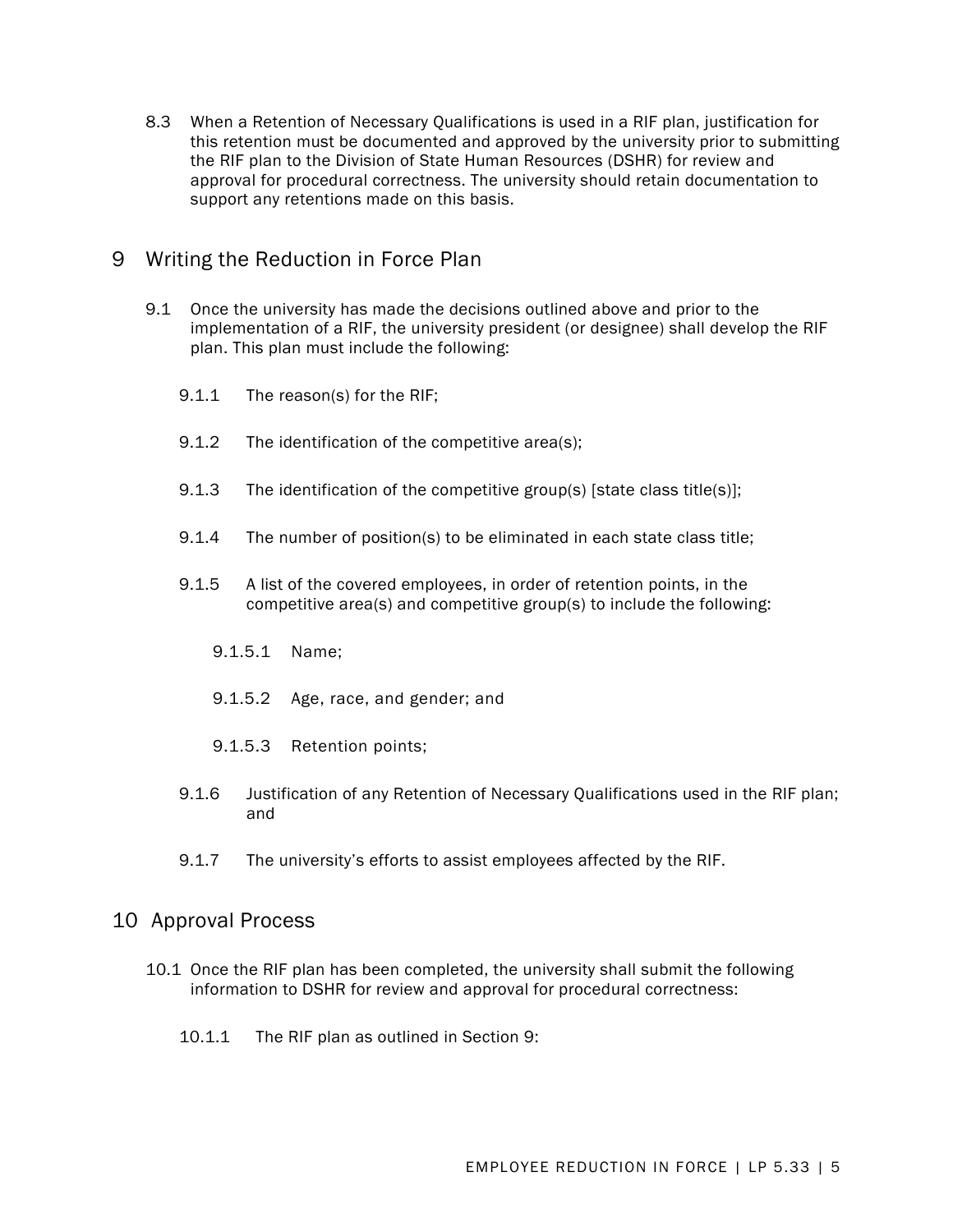8.3 When a Retention of Necessary Qualifications is used in a RIF plan, justification for this retention must be documented and approved by the university prior to submitting the RIF plan to the Division of State Human Resources (DSHR) for review and approval for procedural correctness. The university should retain documentation to support any retentions made on this basis.

## 9 Writing the Reduction in Force Plan

9.1 Once the university has made the decisions outlined above and prior to the implementation of a RIF, the university president (or designee) shall develop the RIF plan. This plan must include the following:

9.1.1 The reason(s) for the RIF;

9.1.2 The identification of the competitive area(s);

9.1.3 The identification of the competitive group(s) [state class title(s)];

9.1.4 The number of position(s) to be eliminated in each state class title;

9.1.5 A list of the covered employees, in order of retention points, in the competitive area(s) and competitive group(s) to include the following:

9.1.5.1 Name;

9.1.5.2 Age, race, and gender; and

9.1.5.3 Retention points;

9.1.6 Justification of any Retention of Necessary Qualifications used in the RIF plan; and

9.1.7 The university's efforts to assist employees affected by the RIF.

## 10 Approval Process

10.1 Once the RIF plan has been completed, the university shall submit the following information to DSHR for review and approval for procedural correctness:

10.1.1 The RIF plan as outlined in Section 9: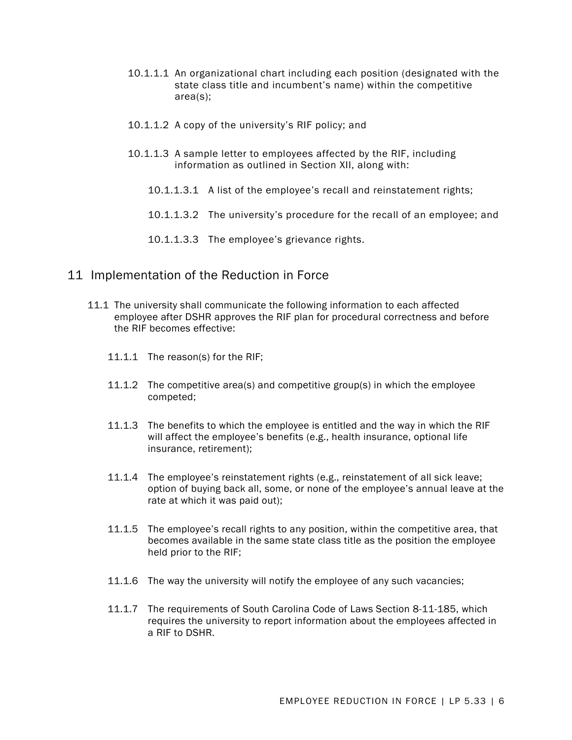10.1.1.1 An organizational chart including each position (designated with the state class title and incumbent's name) within the competitive area(s);

10.1.1.2 A copy of the university's RIF policy; and

10.1.1.3 A sample letter to employees affected by the RIF, including information as outlined in Section XII, along with:

10.1.1.3.1 A list of the employee's recall and reinstatement rights;

10.1.1.3.2 The university's procedure for the recall of an employee; and

10.1.1.3.3 The employee's grievance rights.

## 11 Implementation of the Reduction in Force

11.1 The university shall communicate the following information to each affected employee after DSHR approves the RIF plan for procedural correctness and before the RIF becomes effective:

11.1.1 The reason(s) for the RIF;

11.1.2 The competitive area(s) and competitive group(s) in which the employee competed;

11.1.3 The benefits to which the employee is entitled and the way in which the RIF will affect the employee's benefits (e.g., health insurance, optional life insurance, retirement);

11.1.4 The employee's reinstatement rights (e.g., reinstatement of all sick leave; option of buying back all, some, or none of the employee's annual leave at the rate at which it was paid out);

11.1.5 The employee's recall rights to any position, within the competitive area, that becomes available in the same state class title as the position the employee held prior to the RIF;

11.1.6 The way the university will notify the employee of any such vacancies;

11.1.7 The requirements of South Carolina Code of Laws Section 8-11-185, which requires the university to report information about the employees affected in a RIF to DSHR.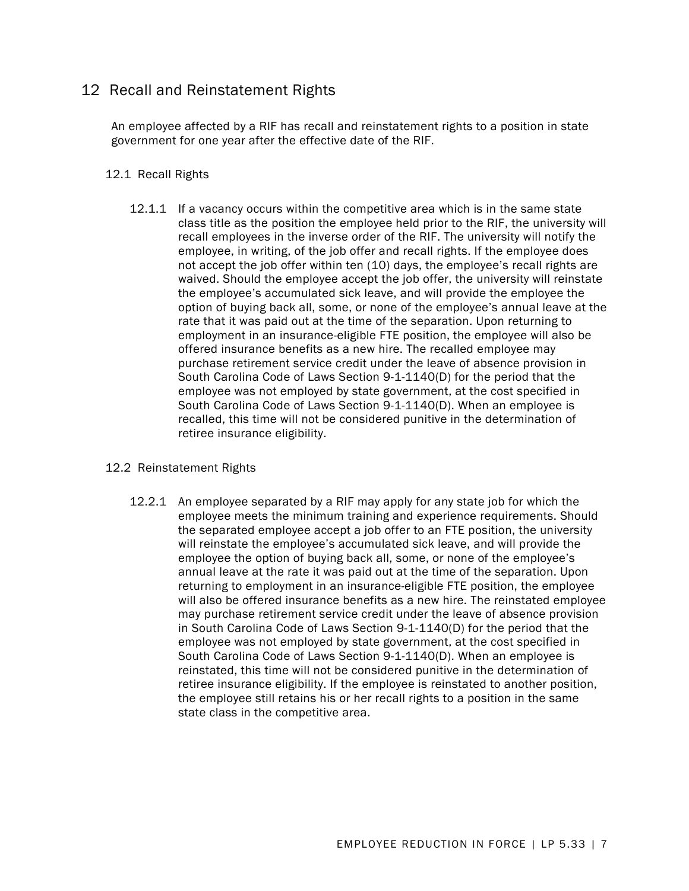## 12 Recall and Reinstatement Rights

An employee affected by a RIF has recall and reinstatement rights to a position in state government for one year after the effective date of the RIF.

### 12.1 Recall Rights

12.1.1 If a vacancy occurs within the competitive area which is in the same state class title as the position the employee held prior to the RIF, the university will recall employees in the inverse order of the RIF. The university will notify the employee, in writing, of the job offer and recall rights. If the employee does not accept the job offer within ten (10) days, the employee's recall rights are waived. Should the employee accept the job offer, the university will reinstate the employee's accumulated sick leave, and will provide the employee the option of buying back all, some, or none of the employee's annual leave at the rate that it was paid out at the time of the separation. Upon returning to employment in an insurance-eligible FTE position, the employee will also be offered insurance benefits as a new hire. The recalled employee may purchase retirement service credit under the leave of absence provision in South Carolina Code of Laws Section 9-1-1140(D) for the period that the employee was not employed by state government, at the cost specified in South Carolina Code of Laws Section 9-1-1140(D). When an employee is recalled, this time will not be considered punitive in the determination of retiree insurance eligibility.

### 12.2 Reinstatement Rights

12.2.1 An employee separated by a RIF may apply for any state job for which the employee meets the minimum training and experience requirements. Should the separated employee accept a job offer to an FTE position, the university will reinstate the employee's accumulated sick leave, and will provide the employee the option of buying back all, some, or none of the employee's annual leave at the rate it was paid out at the time of the separation. Upon returning to employment in an insurance-eligible FTE position, the employee will also be offered insurance benefits as a new hire. The reinstated employee may purchase retirement service credit under the leave of absence provision in South Carolina Code of Laws Section 9-1-1140(D) for the period that the employee was not employed by state government, at the cost specified in South Carolina Code of Laws Section 9-1-1140(D). When an employee is reinstated, this time will not be considered punitive in the determination of retiree insurance eligibility. If the employee is reinstated to another position, the employee still retains his or her recall rights to a position in the same state class in the competitive area.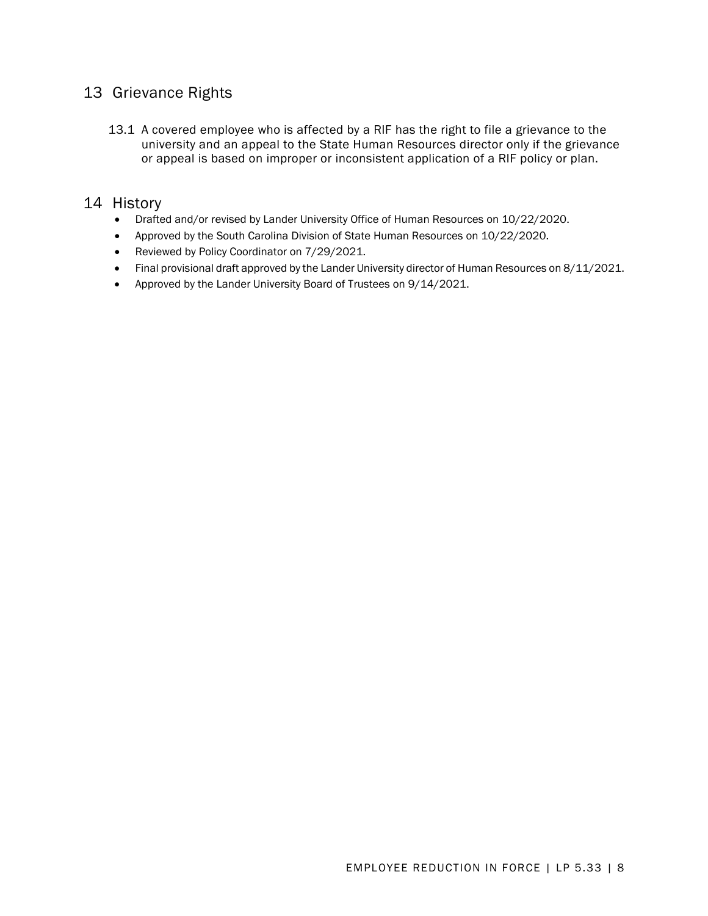## 13 Grievance Rights

13.1 A covered employee who is affected by a RIF has the right to file a grievance to the university and an appeal to the State Human Resources director only if the grievance or appeal is based on improper or inconsistent application of a RIF policy or plan.

## 14 History

- Drafted and/or revised by Lander University Office of Human Resources on 10/22/2020.
- Approved by the South Carolina Division of State Human Resources on 10/22/2020.
- Reviewed by Policy Coordinator on 7/29/2021.
- Final provisional draft approved by the Lander University director of Human Resources on 8/11/2021.
- Approved by the Lander University Board of Trustees on 9/14/2021.